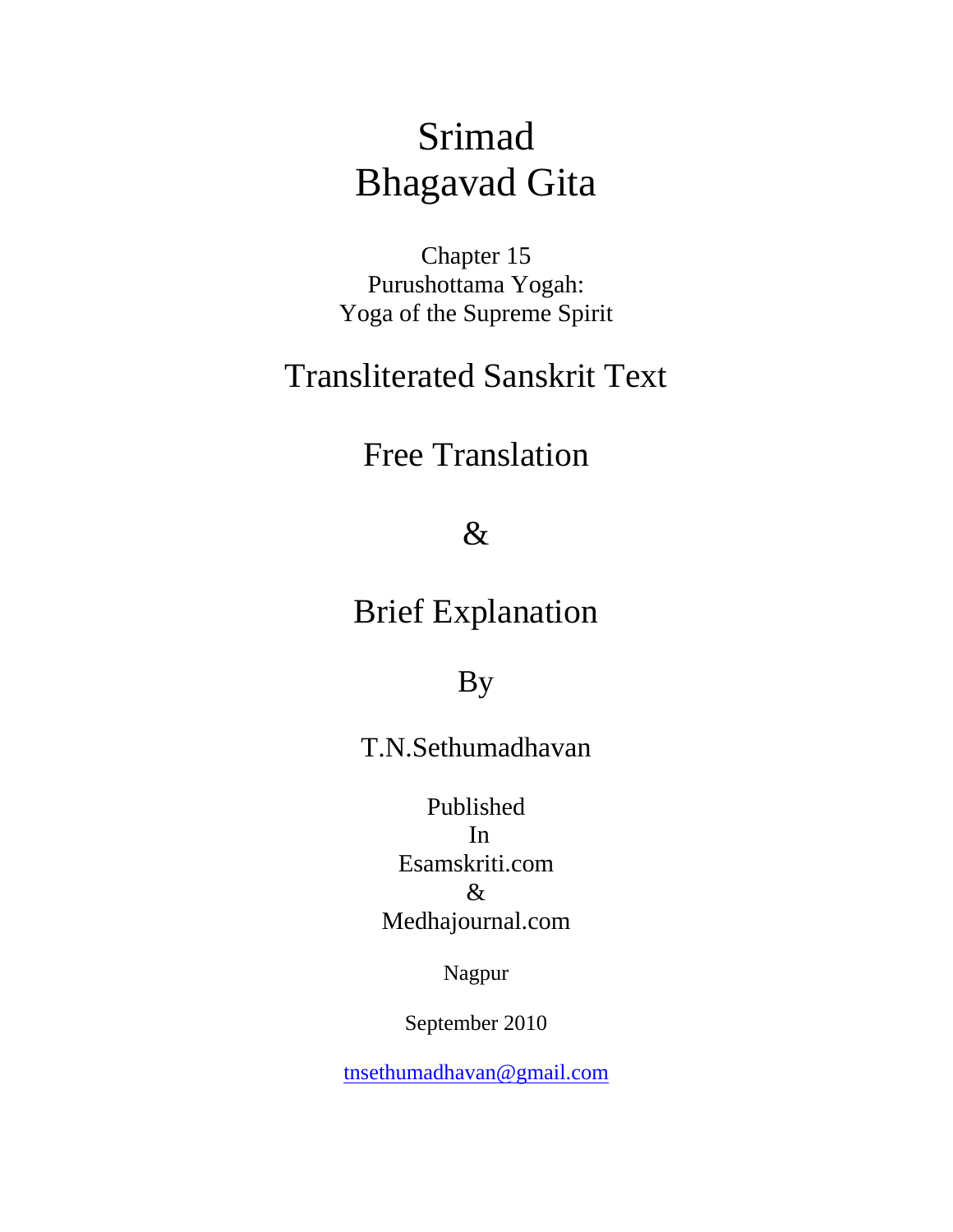# Srimad Bhagavad Gita

Chapter 15
Purushottama Yogah:
Yoga of the Supreme Spirit

## Transliterated Sanskrit Text

## Free Translation

## &

## Brief Explanation

By

T.N.Sethumadhavan

Published
In
Esamskriti.com
&
Medhajournal.com

Nagpur

September 2010

tnsethumadhavan@gmail.com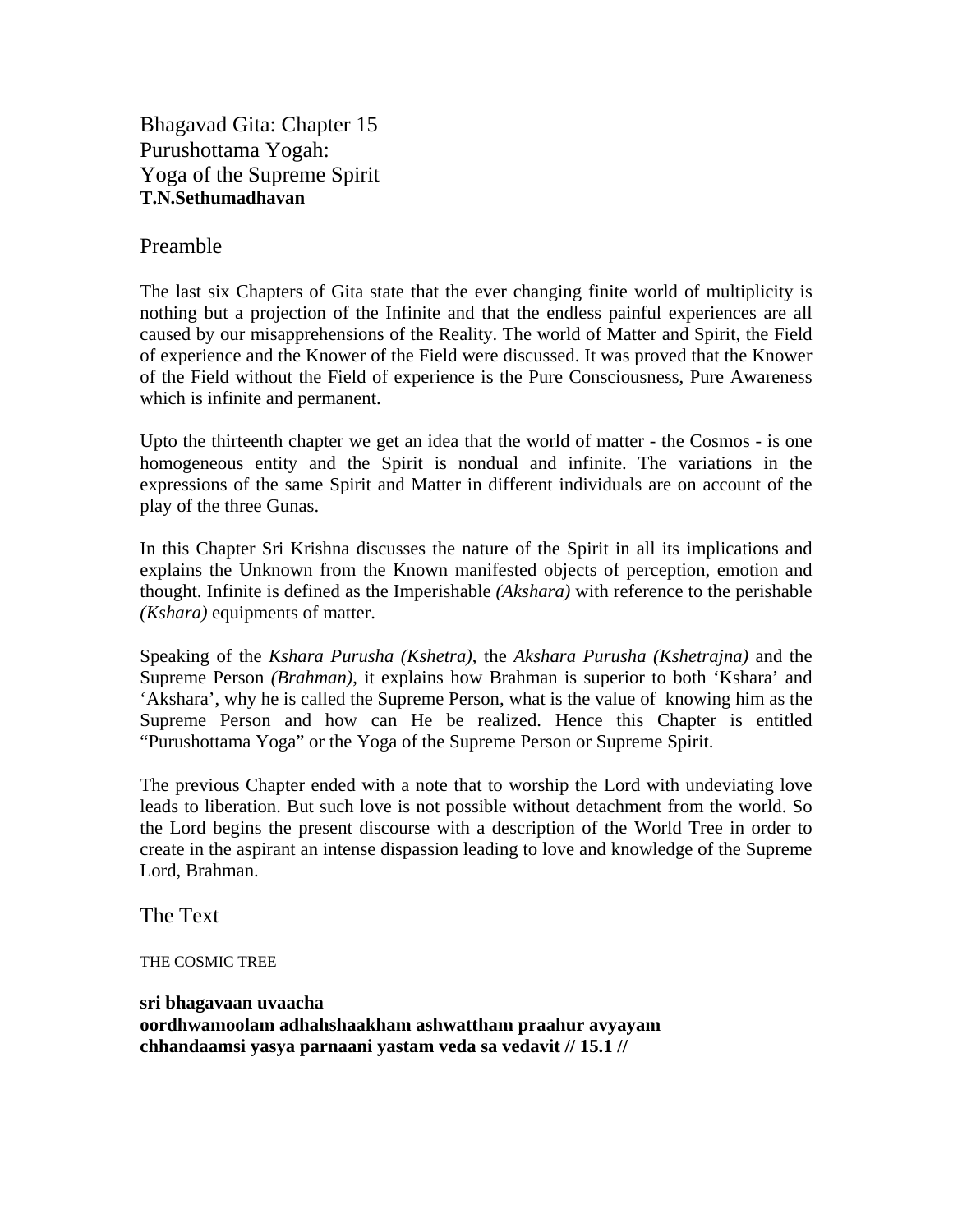# Bhagavad Gita: Chapter 15
# Purushottama Yogah:
# Yoga of the Supreme Spirit
**T.N.Sethumadhavan**

## Preamble

The last six Chapters of Gita state that the ever changing finite world of multiplicity is nothing but a projection of the Infinite and that the endless painful experiences are all caused by our misapprehensions of the Reality. The world of Matter and Spirit, the Field of experience and the Knower of the Field were discussed. It was proved that the Knower of the Field without the Field of experience is the Pure Consciousness, Pure Awareness which is infinite and permanent.

Upto the thirteenth chapter we get an idea that the world of matter - the Cosmos - is one homogeneous entity and the Spirit is nondual and infinite. The variations in the expressions of the same Spirit and Matter in different individuals are on account of the play of the three Gunas.

In this Chapter Sri Krishna discusses the nature of the Spirit in all its implications and explains the Unknown from the Known manifested objects of perception, emotion and thought. Infinite is defined as the Imperishable *(Akshara)* with reference to the perishable *(Kshara)* equipments of matter.

Speaking of the *Kshara Purusha (Kshetra)*, the *Akshara Purusha (Kshetrajna)* and the Supreme Person *(Brahman)*, it explains how Brahman is superior to both 'Kshara' and 'Akshara', why he is called the Supreme Person, what is the value of knowing him as the Supreme Person and how can He be realized. Hence this Chapter is entitled "Purushottama Yoga" or the Yoga of the Supreme Person or Supreme Spirit.

The previous Chapter ended with a note that to worship the Lord with undeviating love leads to liberation. But such love is not possible without detachment from the world. So the Lord begins the present discourse with a description of the World Tree in order to create in the aspirant an intense dispassion leading to love and knowledge of the Supreme Lord, Brahman.

## The Text

THE COSMIC TREE

**sri bhagavaan uvaacha**
**oordhwamoolam adhahshaakham ashwattham praahur avyayam**
**chhandaamsi yasya parnaani yastam veda sa vedavit // 15.1 //**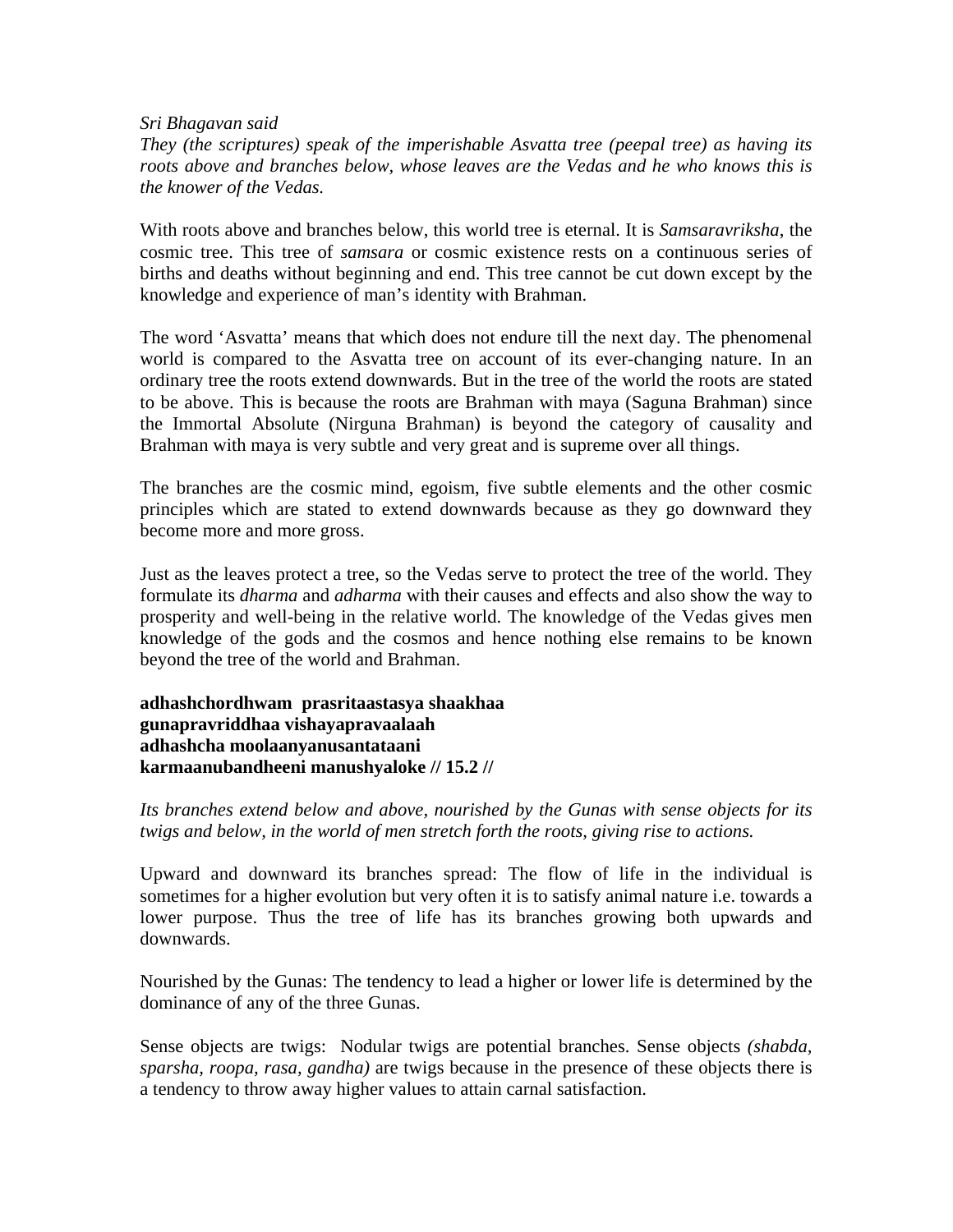*Sri Bhagavan said*

*They (the scriptures) speak of the imperishable Asvatta tree (peepal tree) as having its roots above and branches below, whose leaves are the Vedas and he who knows this is the knower of the Vedas.*

With roots above and branches below, this world tree is eternal. It is *Samsaravriksha*, the cosmic tree. This tree of *samsara* or cosmic existence rests on a continuous series of births and deaths without beginning and end. This tree cannot be cut down except by the knowledge and experience of man's identity with Brahman.

The word 'Asvatta' means that which does not endure till the next day. The phenomenal world is compared to the Asvatta tree on account of its ever-changing nature. In an ordinary tree the roots extend downwards. But in the tree of the world the roots are stated to be above. This is because the roots are Brahman with maya (Saguna Brahman) since the Immortal Absolute (Nirguna Brahman) is beyond the category of causality and Brahman with maya is very subtle and very great and is supreme over all things.

The branches are the cosmic mind, egoism, five subtle elements and the other cosmic principles which are stated to extend downwards because as they go downward they become more and more gross.

Just as the leaves protect a tree, so the Vedas serve to protect the tree of the world. They formulate its *dharma* and *adharma* with their causes and effects and also show the way to prosperity and well-being in the relative world. The knowledge of the Vedas gives men knowledge of the gods and the cosmos and hence nothing else remains to be known beyond the tree of the world and Brahman.

**adhashchordhwam prasritaastasya shaakhaa**
**gunapravriddhaa vishayapravaalaah**
**adhashcha moolaanyanusantataani**
**karmaanubandheeni manushyaloke // 15.2 //**

*Its branches extend below and above, nourished by the Gunas with sense objects for its twigs and below, in the world of men stretch forth the roots, giving rise to actions.*

Upward and downward its branches spread: The flow of life in the individual is sometimes for a higher evolution but very often it is to satisfy animal nature i.e. towards a lower purpose. Thus the tree of life has its branches growing both upwards and downwards.

Nourished by the Gunas: The tendency to lead a higher or lower life is determined by the dominance of any of the three Gunas.

Sense objects are twigs: Nodular twigs are potential branches. Sense objects *(shabda, sparsha, roopa, rasa, gandha)* are twigs because in the presence of these objects there is a tendency to throw away higher values to attain carnal satisfaction.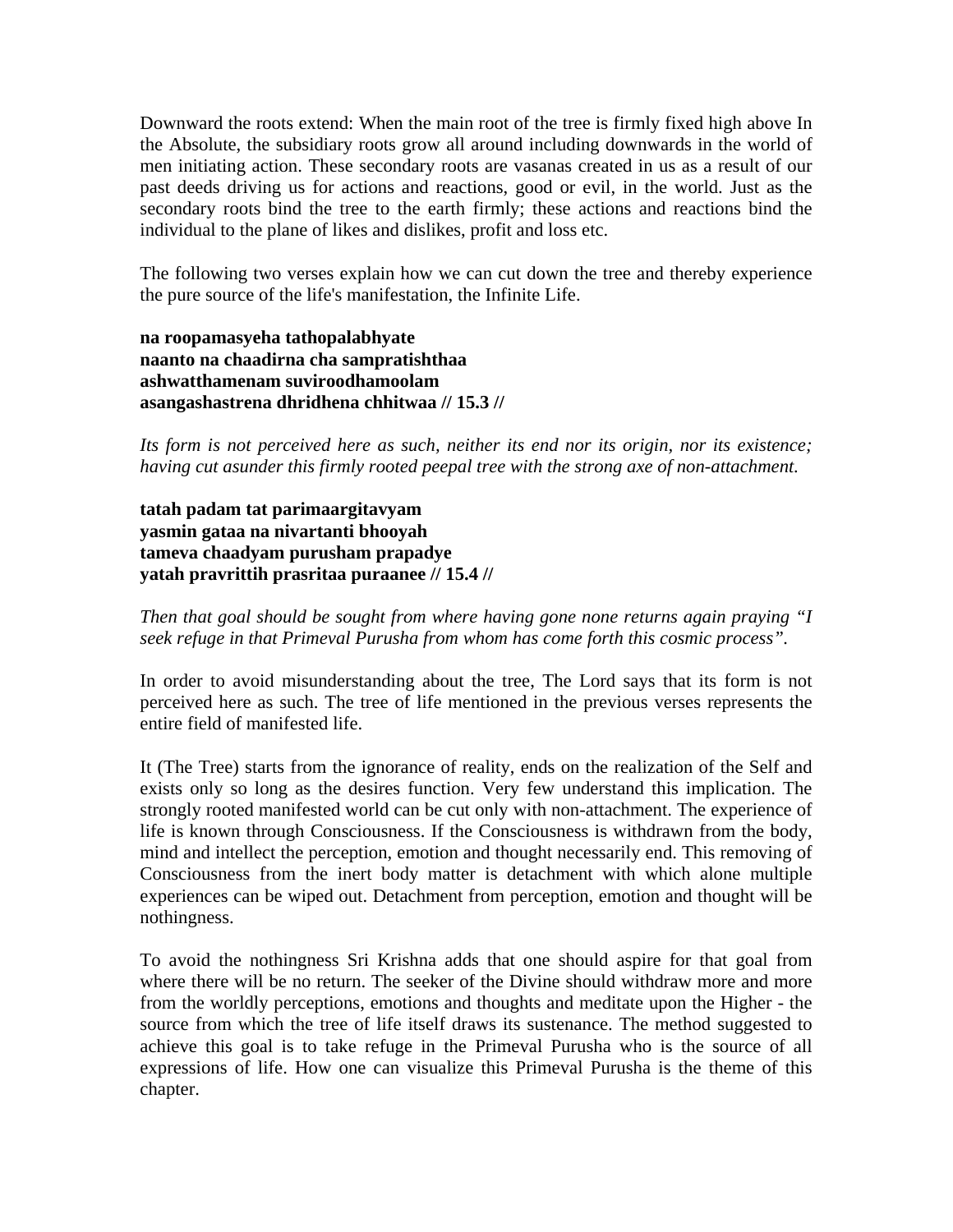Downward the roots extend: When the main root of the tree is firmly fixed high above In the Absolute, the subsidiary roots grow all around including downwards in the world of men initiating action. These secondary roots are vasanas created in us as a result of our past deeds driving us for actions and reactions, good or evil, in the world. Just as the secondary roots bind the tree to the earth firmly; these actions and reactions bind the individual to the plane of likes and dislikes, profit and loss etc.

The following two verses explain how we can cut down the tree and thereby experience the pure source of the life's manifestation, the Infinite Life.

**na roopamasyeha tathopalabhyate**
**naanto na chaadirna cha sampratishthaa**
**ashwatthamenam suviroodhamoolam**
**asangashastrena dhridhena chhitwaa // 15.3 //**

*Its form is not perceived here as such, neither its end nor its origin, nor its existence; having cut asunder this firmly rooted peepal tree with the strong axe of non-attachment.*

**tatah padam tat parimaargitavyam**
**yasmin gataa na nivartanti bhooyah**
**tameva chaadyam purusham prapadye**
**yatah pravrittih prasritaa puraanee // 15.4 //**

*Then that goal should be sought from where having gone none returns again praying "I seek refuge in that Primeval Purusha from whom has come forth this cosmic process".*

In order to avoid misunderstanding about the tree, The Lord says that its form is not perceived here as such. The tree of life mentioned in the previous verses represents the entire field of manifested life.

It (The Tree) starts from the ignorance of reality, ends on the realization of the Self and exists only so long as the desires function. Very few understand this implication. The strongly rooted manifested world can be cut only with non-attachment. The experience of life is known through Consciousness. If the Consciousness is withdrawn from the body, mind and intellect the perception, emotion and thought necessarily end. This removing of Consciousness from the inert body matter is detachment with which alone multiple experiences can be wiped out. Detachment from perception, emotion and thought will be nothingness.

To avoid the nothingness Sri Krishna adds that one should aspire for that goal from where there will be no return. The seeker of the Divine should withdraw more and more from the worldly perceptions, emotions and thoughts and meditate upon the Higher - the source from which the tree of life itself draws its sustenance. The method suggested to achieve this goal is to take refuge in the Primeval Purusha who is the source of all expressions of life. How one can visualize this Primeval Purusha is the theme of this chapter.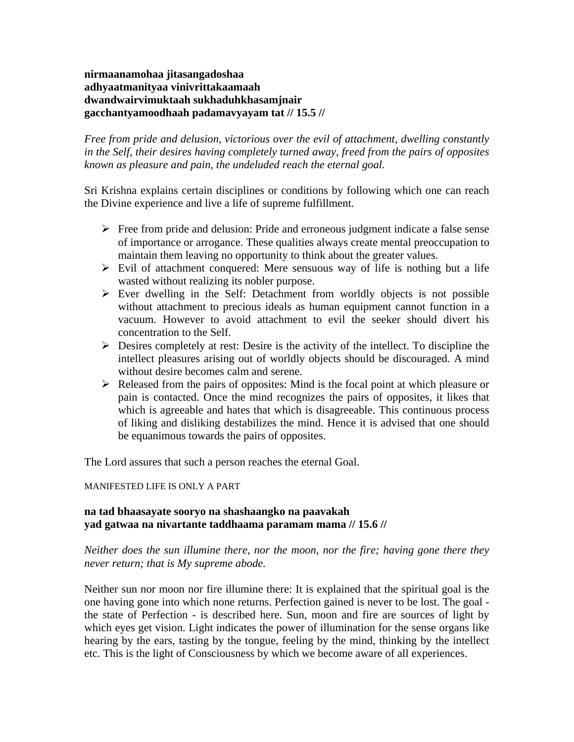**nirmaanamohaa jitasangadoshaa**
**adhyaatmanityaa vinivrittakaamaah**
**dwandwairvimuktaah sukhaduhkhasamjnair**
**gacchantyamoodhaah padamavyayam tat // 15.5 //**

*Free from pride and delusion, victorious over the evil of attachment, dwelling constantly in the Self, their desires having completely turned away, freed from the pairs of opposites known as pleasure and pain, the undeluded reach the eternal goal.*

Sri Krishna explains certain disciplines or conditions by following which one can reach the Divine experience and live a life of supreme fulfillment.

- Free from pride and delusion: Pride and erroneous judgment indicate a false sense of importance or arrogance. These qualities always create mental preoccupation to maintain them leaving no opportunity to think about the greater values.
- Evil of attachment conquered: Mere sensuous way of life is nothing but a life wasted without realizing its nobler purpose.
- Ever dwelling in the Self: Detachment from worldly objects is not possible without attachment to precious ideals as human equipment cannot function in a vacuum. However to avoid attachment to evil the seeker should divert his concentration to the Self.
- Desires completely at rest: Desire is the activity of the intellect. To discipline the intellect pleasures arising out of worldly objects should be discouraged. A mind without desire becomes calm and serene.
- Released from the pairs of opposites: Mind is the focal point at which pleasure or pain is contacted. Once the mind recognizes the pairs of opposites, it likes that which is agreeable and hates that which is disagreeable. This continuous process of liking and disliking destabilizes the mind. Hence it is advised that one should be equanimous towards the pairs of opposites.

The Lord assures that such a person reaches the eternal Goal.

MANIFESTED LIFE IS ONLY A PART

**na tad bhaasayate sooryo na shashaangko na paavakah**
**yad gatwaa na nivartante taddhaama paramam mama // 15.6 //**

*Neither does the sun illumine there, nor the moon, nor the fire; having gone there they never return; that is My supreme abode.*

Neither sun nor moon nor fire illumine there: It is explained that the spiritual goal is the one having gone into which none returns. Perfection gained is never to be lost. The goal - the state of Perfection - is described here. Sun, moon and fire are sources of light by which eyes get vision. Light indicates the power of illumination for the sense organs like hearing by the ears, tasting by the tongue, feeling by the mind, thinking by the intellect etc. This is the light of Consciousness by which we become aware of all experiences.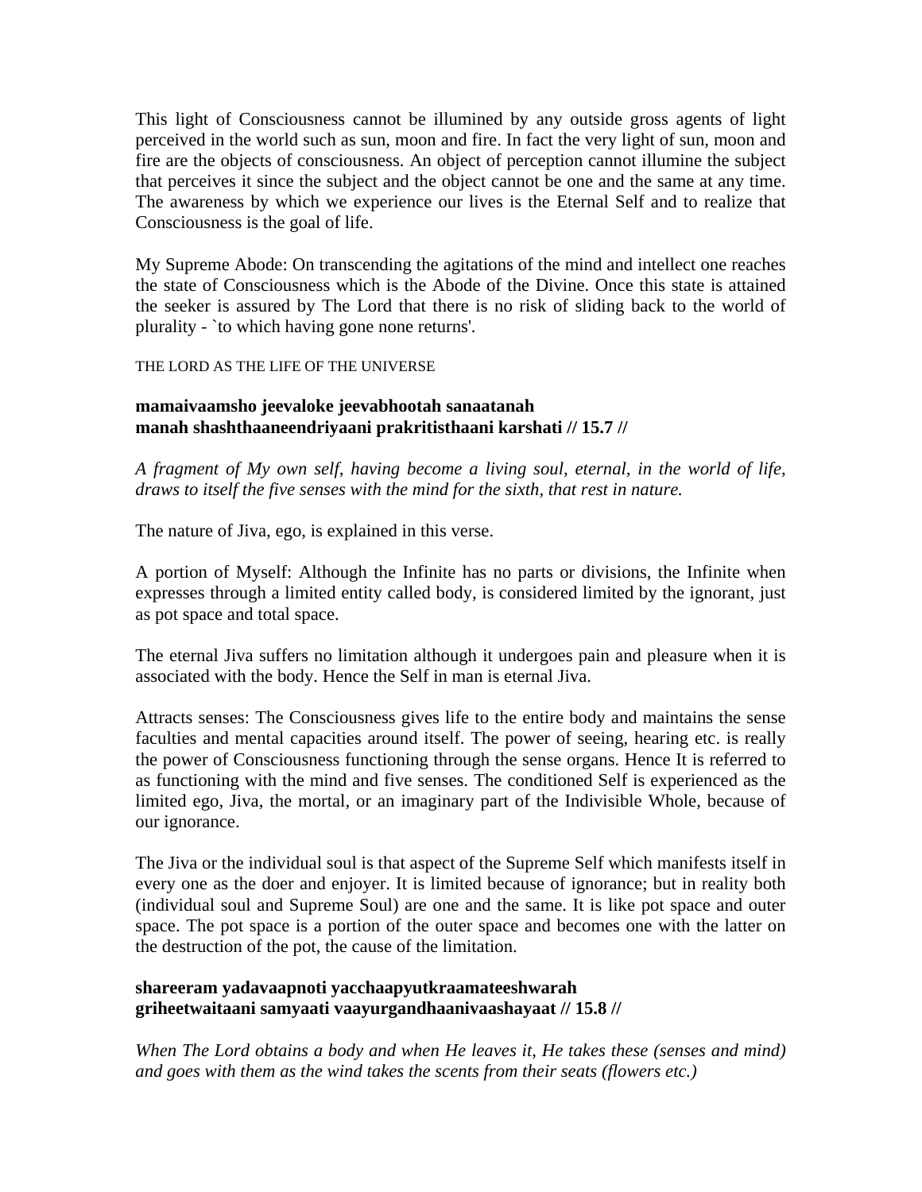This light of Consciousness cannot be illumined by any outside gross agents of light perceived in the world such as sun, moon and fire. In fact the very light of sun, moon and fire are the objects of consciousness. An object of perception cannot illumine the subject that perceives it since the subject and the object cannot be one and the same at any time. The awareness by which we experience our lives is the Eternal Self and to realize that Consciousness is the goal of life.

My Supreme Abode: On transcending the agitations of the mind and intellect one reaches the state of Consciousness which is the Abode of the Divine. Once this state is attained the seeker is assured by The Lord that there is no risk of sliding back to the world of plurality - `to which having gone none returns'.

THE LORD AS THE LIFE OF THE UNIVERSE

**mamaivaamsho jeevaloke jeevabhootah sanaatanah**
**manah shashthaaneendriyaani prakritisthaani karshati // 15.7 //**

*A fragment of My own self, having become a living soul, eternal, in the world of life, draws to itself the five senses with the mind for the sixth, that rest in nature.*

The nature of Jiva, ego, is explained in this verse.

A portion of Myself: Although the Infinite has no parts or divisions, the Infinite when expresses through a limited entity called body, is considered limited by the ignorant, just as pot space and total space.

The eternal Jiva suffers no limitation although it undergoes pain and pleasure when it is associated with the body. Hence the Self in man is eternal Jiva.

Attracts senses: The Consciousness gives life to the entire body and maintains the sense faculties and mental capacities around itself. The power of seeing, hearing etc. is really the power of Consciousness functioning through the sense organs. Hence It is referred to as functioning with the mind and five senses. The conditioned Self is experienced as the limited ego, Jiva, the mortal, or an imaginary part of the Indivisible Whole, because of our ignorance.

The Jiva or the individual soul is that aspect of the Supreme Self which manifests itself in every one as the doer and enjoyer. It is limited because of ignorance; but in reality both (individual soul and Supreme Soul) are one and the same. It is like pot space and outer space. The pot space is a portion of the outer space and becomes one with the latter on the destruction of the pot, the cause of the limitation.

**shareeram yadavaapnoti yacchaapyutkraamateeshwarah**
**griheetwaitaani samyaati vaayurgandhaanivaashayaat // 15.8 //**

*When The Lord obtains a body and when He leaves it, He takes these (senses and mind) and goes with them as the wind takes the scents from their seats (flowers etc.)*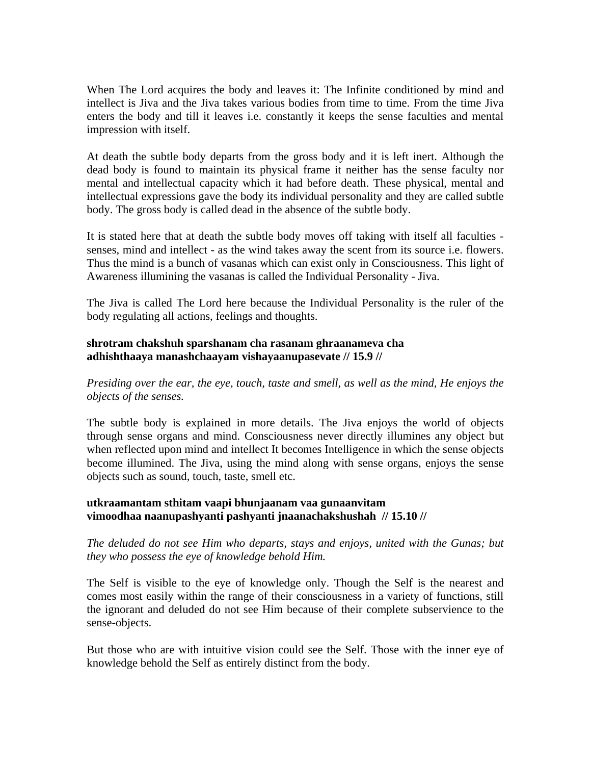When The Lord acquires the body and leaves it: The Infinite conditioned by mind and intellect is Jiva and the Jiva takes various bodies from time to time. From the time Jiva enters the body and till it leaves i.e. constantly it keeps the sense faculties and mental impression with itself.

At death the subtle body departs from the gross body and it is left inert. Although the dead body is found to maintain its physical frame it neither has the sense faculty nor mental and intellectual capacity which it had before death. These physical, mental and intellectual expressions gave the body its individual personality and they are called subtle body. The gross body is called dead in the absence of the subtle body.

It is stated here that at death the subtle body moves off taking with itself all faculties - senses, mind and intellect - as the wind takes away the scent from its source i.e. flowers. Thus the mind is a bunch of vasanas which can exist only in Consciousness. This light of Awareness illumining the vasanas is called the Individual Personality - Jiva.

The Jiva is called The Lord here because the Individual Personality is the ruler of the body regulating all actions, feelings and thoughts.

**shrotram chakshuh sparshanam cha rasanam ghraanameva cha**
**adhishthaaya manashchaayam vishayaanupasevate // 15.9 //**

*Presiding over the ear, the eye, touch, taste and smell, as well as the mind, He enjoys the objects of the senses.*

The subtle body is explained in more details. The Jiva enjoys the world of objects through sense organs and mind. Consciousness never directly illumines any object but when reflected upon mind and intellect It becomes Intelligence in which the sense objects become illumined. The Jiva, using the mind along with sense organs, enjoys the sense objects such as sound, touch, taste, smell etc.

**utkraamantam sthitam vaapi bhunjaanam vaa gunaanvitam**
**vimoodhaa naanupashyanti pashyanti jnaanachakshushah // 15.10 //**

*The deluded do not see Him who departs, stays and enjoys, united with the Gunas; but they who possess the eye of knowledge behold Him.*

The Self is visible to the eye of knowledge only. Though the Self is the nearest and comes most easily within the range of their consciousness in a variety of functions, still the ignorant and deluded do not see Him because of their complete subservience to the sense-objects.

But those who are with intuitive vision could see the Self. Those with the inner eye of knowledge behold the Self as entirely distinct from the body.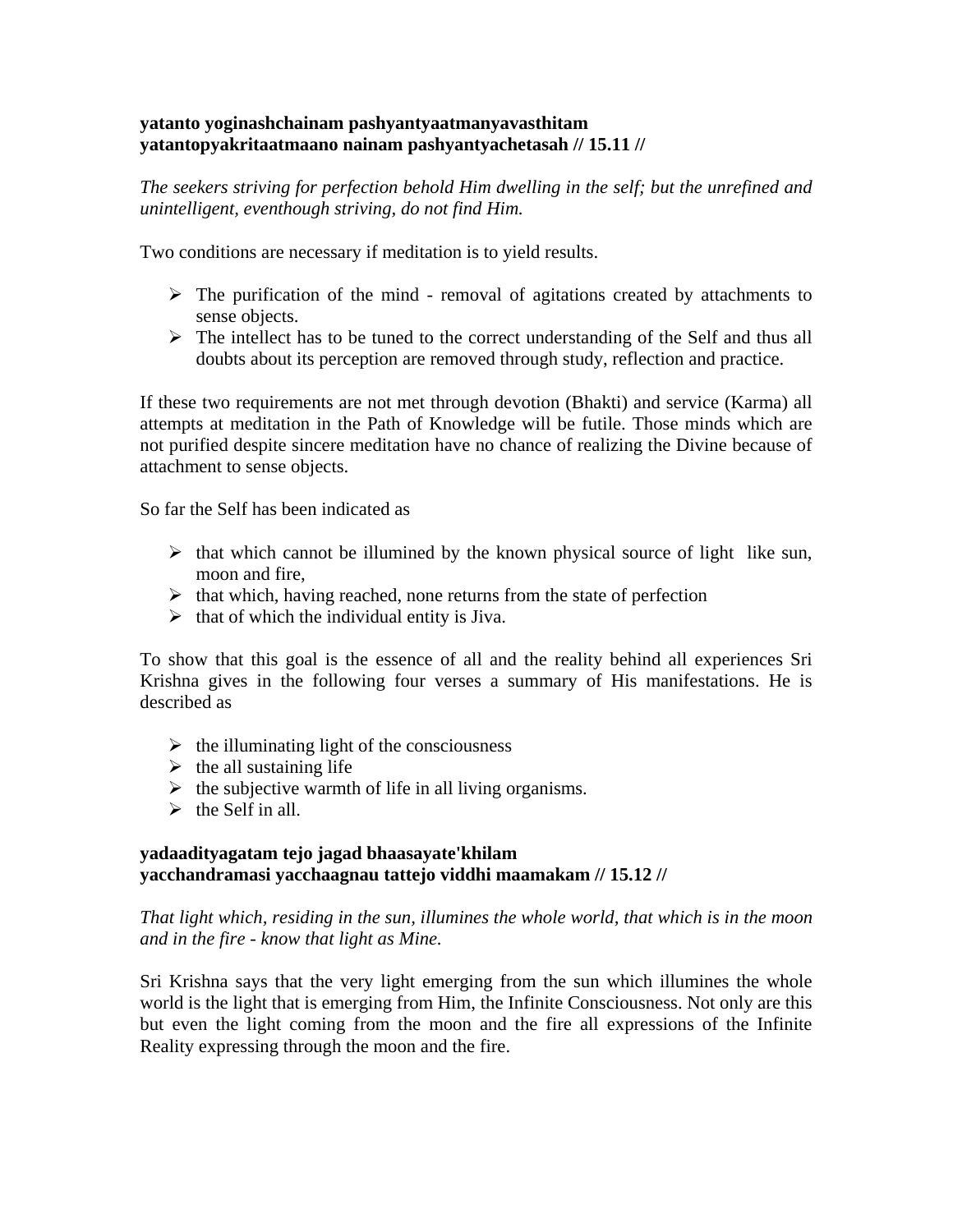**yatanto yoginashchainam pashyantyaatmanyavasthitam**
**yatantopyakritaatmaano nainam pashyantyachetasah // 15.11 //**

*The seekers striving for perfection behold Him dwelling in the self; but the unrefined and unintelligent, eventhough striving, do not find Him.*

Two conditions are necessary if meditation is to yield results.

- The purification of the mind - removal of agitations created by attachments to sense objects.
- The intellect has to be tuned to the correct understanding of the Self and thus all doubts about its perception are removed through study, reflection and practice.

If these two requirements are not met through devotion (Bhakti) and service (Karma) all attempts at meditation in the Path of Knowledge will be futile. Those minds which are not purified despite sincere meditation have no chance of realizing the Divine because of attachment to sense objects.

So far the Self has been indicated as

- that which cannot be illumined by the known physical source of light like sun, moon and fire,
- that which, having reached, none returns from the state of perfection
- that of which the individual entity is Jiva.

To show that this goal is the essence of all and the reality behind all experiences Sri Krishna gives in the following four verses a summary of His manifestations. He is described as

- the illuminating light of the consciousness
- the all sustaining life
- the subjective warmth of life in all living organisms.
- the Self in all.

**yadaadityagatam tejo jagad bhaasayate'khilam**
**yacchandramasi yacchaagnau tattejo viddhi maamakam // 15.12 //**

*That light which, residing in the sun, illumines the whole world, that which is in the moon and in the fire - know that light as Mine.*

Sri Krishna says that the very light emerging from the sun which illumines the whole world is the light that is emerging from Him, the Infinite Consciousness. Not only are this but even the light coming from the moon and the fire all expressions of the Infinite Reality expressing through the moon and the fire.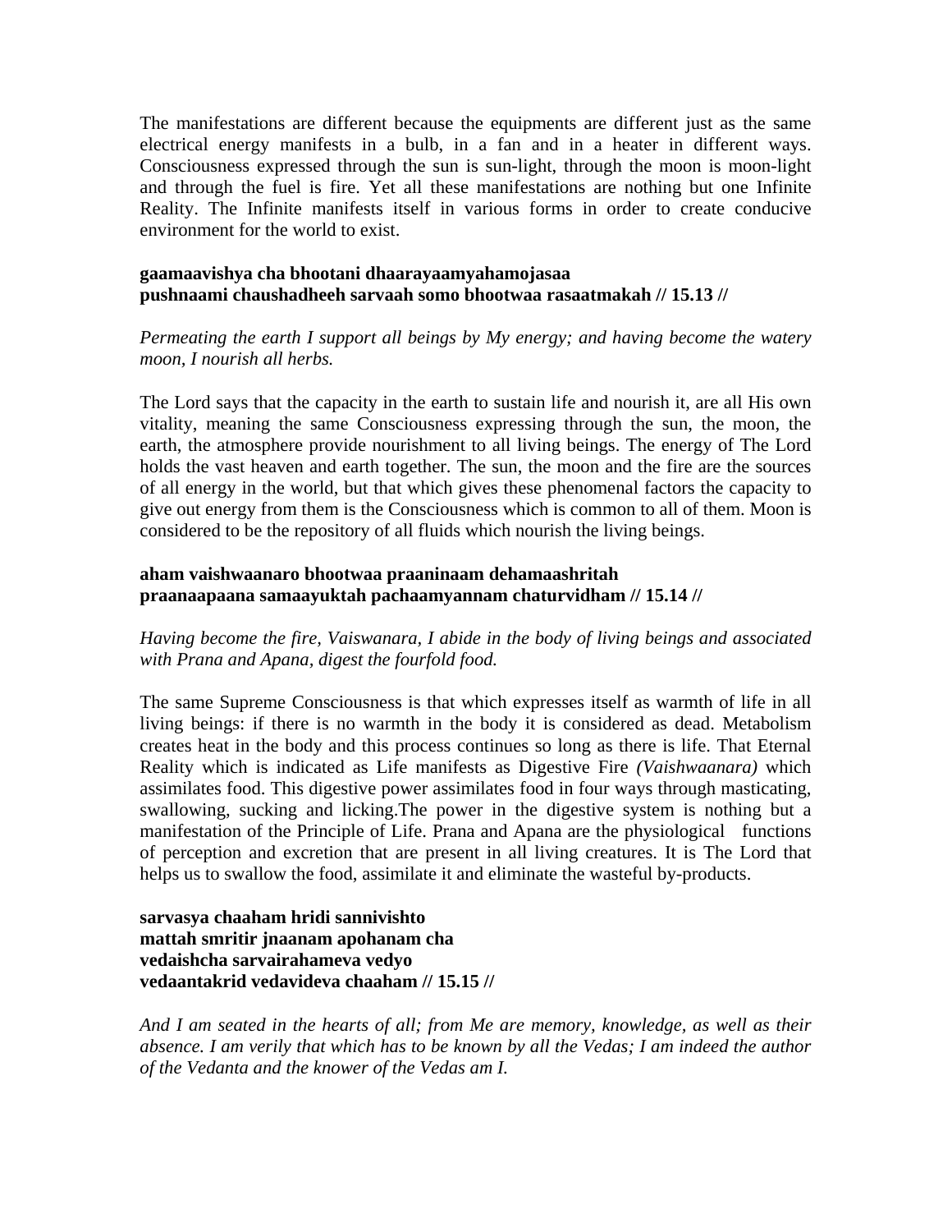The manifestations are different because the equipments are different just as the same electrical energy manifests in a bulb, in a fan and in a heater in different ways. Consciousness expressed through the sun is sun-light, through the moon is moon-light and through the fuel is fire. Yet all these manifestations are nothing but one Infinite Reality. The Infinite manifests itself in various forms in order to create conducive environment for the world to exist.

**gaamaavishya cha bhootani dhaarayaamyahamojasaa**
**pushnaami chaushadheeh sarvaah somo bhootwaa rasaatmakah // 15.13 //**

*Permeating the earth I support all beings by My energy; and having become the watery moon, I nourish all herbs.*

The Lord says that the capacity in the earth to sustain life and nourish it, are all His own vitality, meaning the same Consciousness expressing through the sun, the moon, the earth, the atmosphere provide nourishment to all living beings. The energy of The Lord holds the vast heaven and earth together. The sun, the moon and the fire are the sources of all energy in the world, but that which gives these phenomenal factors the capacity to give out energy from them is the Consciousness which is common to all of them. Moon is considered to be the repository of all fluids which nourish the living beings.

**aham vaishwaanaro bhootwaa praaninaam dehamaashritah**
**praanaapaana samaayuktah pachaamyannam chaturvidham // 15.14 //**

*Having become the fire, Vaiswanara, I abide in the body of living beings and associated with Prana and Apana, digest the fourfold food.*

The same Supreme Consciousness is that which expresses itself as warmth of life in all living beings: if there is no warmth in the body it is considered as dead. Metabolism creates heat in the body and this process continues so long as there is life. That Eternal Reality which is indicated as Life manifests as Digestive Fire *(Vaishwaanara)* which assimilates food. This digestive power assimilates food in four ways through masticating, swallowing, sucking and licking.The power in the digestive system is nothing but a manifestation of the Principle of Life. Prana and Apana are the physiological functions of perception and excretion that are present in all living creatures. It is The Lord that helps us to swallow the food, assimilate it and eliminate the wasteful by-products.

**sarvasya chaaham hridi sannivishto**
**mattah smritir jnaanam apohanam cha**
**vedaishcha sarvairahameva vedyo**
**vedaantakrid vedavideva chaaham // 15.15 //**

*And I am seated in the hearts of all; from Me are memory, knowledge, as well as their absence. I am verily that which has to be known by all the Vedas; I am indeed the author of the Vedanta and the knower of the Vedas am I.*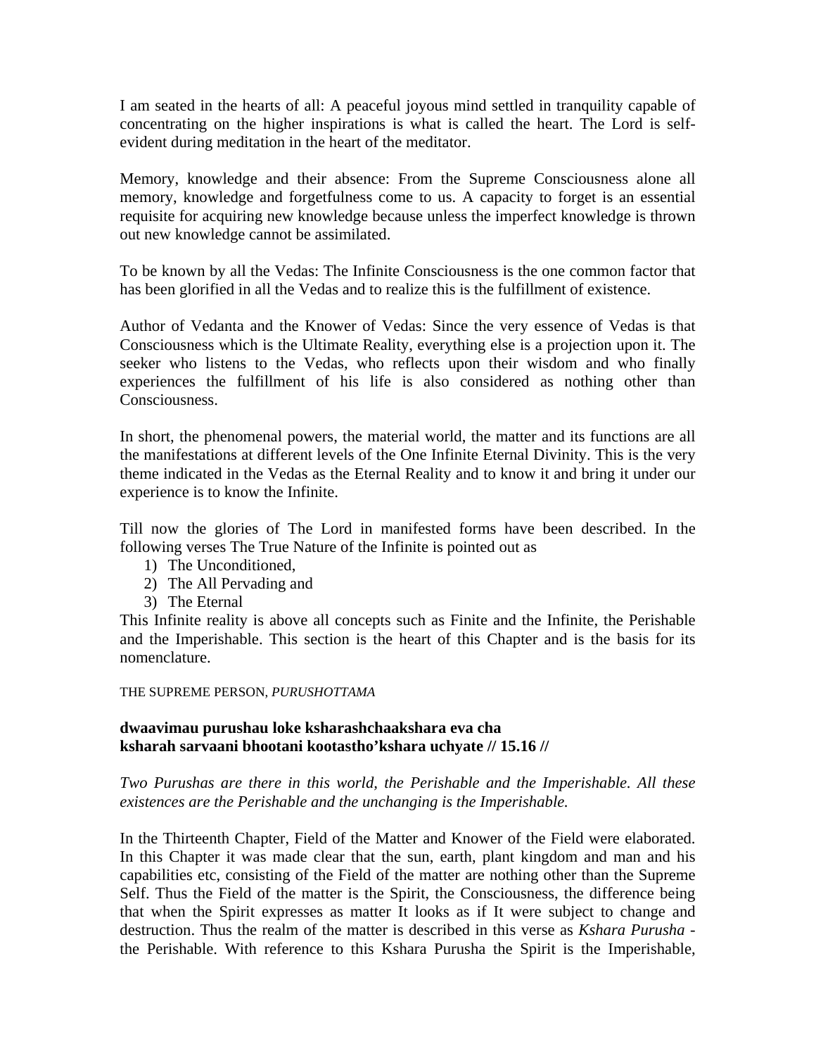I am seated in the hearts of all: A peaceful joyous mind settled in tranquility capable of concentrating on the higher inspirations is what is called the heart. The Lord is self-evident during meditation in the heart of the meditator.

Memory, knowledge and their absence: From the Supreme Consciousness alone all memory, knowledge and forgetfulness come to us. A capacity to forget is an essential requisite for acquiring new knowledge because unless the imperfect knowledge is thrown out new knowledge cannot be assimilated.

To be known by all the Vedas: The Infinite Consciousness is the one common factor that has been glorified in all the Vedas and to realize this is the fulfillment of existence.

Author of Vedanta and the Knower of Vedas: Since the very essence of Vedas is that Consciousness which is the Ultimate Reality, everything else is a projection upon it. The seeker who listens to the Vedas, who reflects upon their wisdom and who finally experiences the fulfillment of his life is also considered as nothing other than Consciousness.

In short, the phenomenal powers, the material world, the matter and its functions are all the manifestations at different levels of the One Infinite Eternal Divinity. This is the very theme indicated in the Vedas as the Eternal Reality and to know it and bring it under our experience is to know the Infinite.

Till now the glories of The Lord in manifested forms have been described. In the following verses The True Nature of the Infinite is pointed out as

1) The Unconditioned,
2) The All Pervading and
3) The Eternal

This Infinite reality is above all concepts such as Finite and the Infinite, the Perishable and the Imperishable. This section is the heart of this Chapter and is the basis for its nomenclature.

THE SUPREME PERSON, *PURUSHOTTAMA*

**dwaavimau purushau loke ksharashchaakshara eva cha**
**ksharah sarvaani bhootani kootastho'kshara uchyate // 15.16 //**

*Two Purushas are there in this world, the Perishable and the Imperishable. All these existences are the Perishable and the unchanging is the Imperishable.*

In the Thirteenth Chapter, Field of the Matter and Knower of the Field were elaborated. In this Chapter it was made clear that the sun, earth, plant kingdom and man and his capabilities etc, consisting of the Field of the matter are nothing other than the Supreme Self. Thus the Field of the matter is the Spirit, the Consciousness, the difference being that when the Spirit expresses as matter It looks as if It were subject to change and destruction. Thus the realm of the matter is described in this verse as *Kshara Purusha* - the Perishable. With reference to this Kshara Purusha the Spirit is the Imperishable,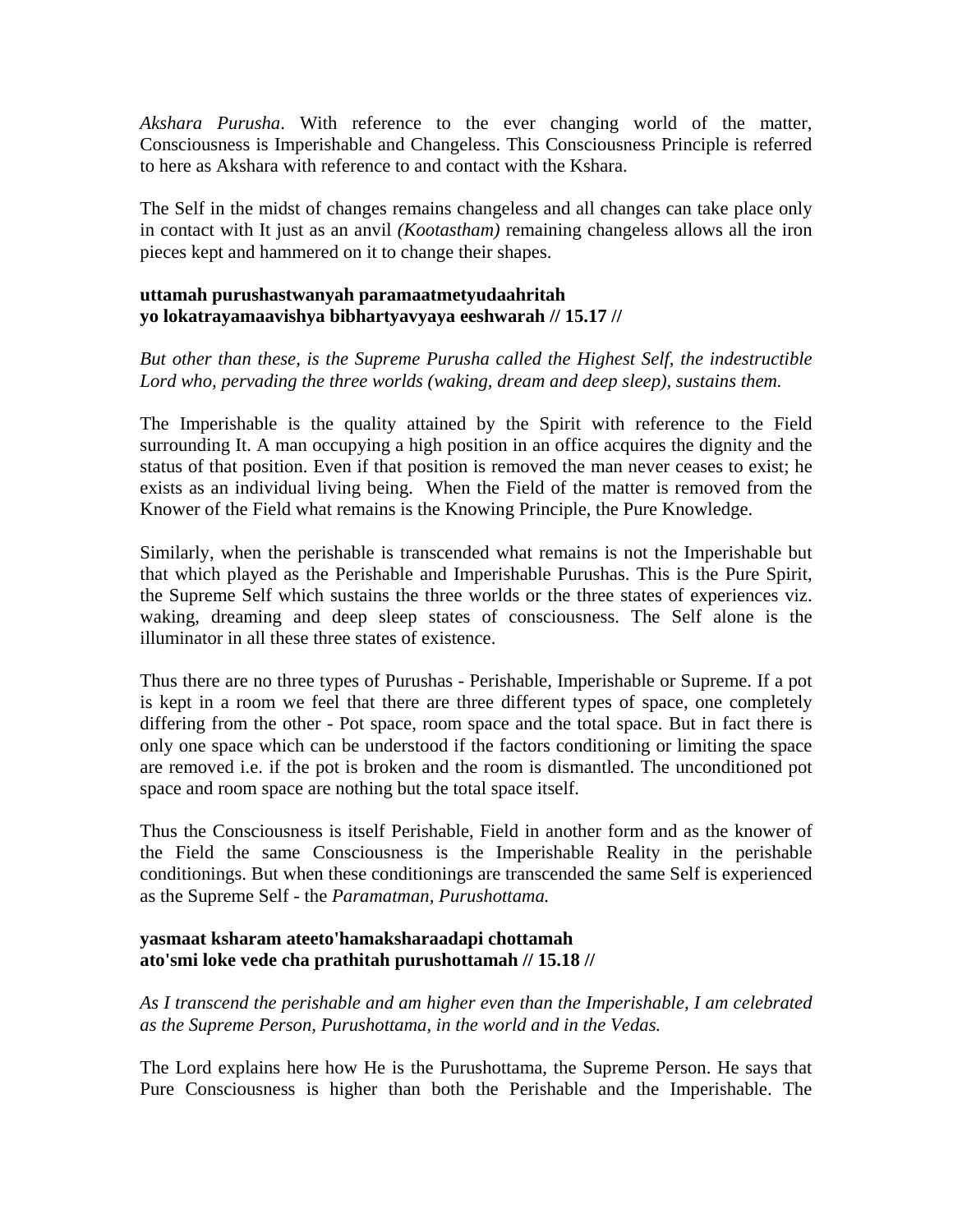*Akshara Purusha*. With reference to the ever changing world of the matter, Consciousness is Imperishable and Changeless. This Consciousness Principle is referred to here as Akshara with reference to and contact with the Kshara.

The Self in the midst of changes remains changeless and all changes can take place only in contact with It just as an anvil *(Kootastham)* remaining changeless allows all the iron pieces kept and hammered on it to change their shapes.

**uttamah purushastwanyah paramaatmetyudaahritah**
**yo lokatrayamaavishya bibhartyavyaya eeshwarah // 15.17 //**

*But other than these, is the Supreme Purusha called the Highest Self, the indestructible Lord who, pervading the three worlds (waking, dream and deep sleep), sustains them.*

The Imperishable is the quality attained by the Spirit with reference to the Field surrounding It. A man occupying a high position in an office acquires the dignity and the status of that position. Even if that position is removed the man never ceases to exist; he exists as an individual living being. When the Field of the matter is removed from the Knower of the Field what remains is the Knowing Principle, the Pure Knowledge.

Similarly, when the perishable is transcended what remains is not the Imperishable but that which played as the Perishable and Imperishable Purushas. This is the Pure Spirit, the Supreme Self which sustains the three worlds or the three states of experiences viz. waking, dreaming and deep sleep states of consciousness. The Self alone is the illuminator in all these three states of existence.

Thus there are no three types of Purushas - Perishable, Imperishable or Supreme. If a pot is kept in a room we feel that there are three different types of space, one completely differing from the other - Pot space, room space and the total space. But in fact there is only one space which can be understood if the factors conditioning or limiting the space are removed i.e. if the pot is broken and the room is dismantled. The unconditioned pot space and room space are nothing but the total space itself.

Thus the Consciousness is itself Perishable, Field in another form and as the knower of the Field the same Consciousness is the Imperishable Reality in the perishable conditionings. But when these conditionings are transcended the same Self is experienced as the Supreme Self - the *Paramatman, Purushottama.*

**yasmaat ksharam ateeto'hamaksharaadapi chottamah**
**ato'smi loke vede cha prathitah purushottamah // 15.18 //**

*As I transcend the perishable and am higher even than the Imperishable, I am celebrated as the Supreme Person, Purushottama, in the world and in the Vedas.*

The Lord explains here how He is the Purushottama, the Supreme Person. He says that Pure Consciousness is higher than both the Perishable and the Imperishable. The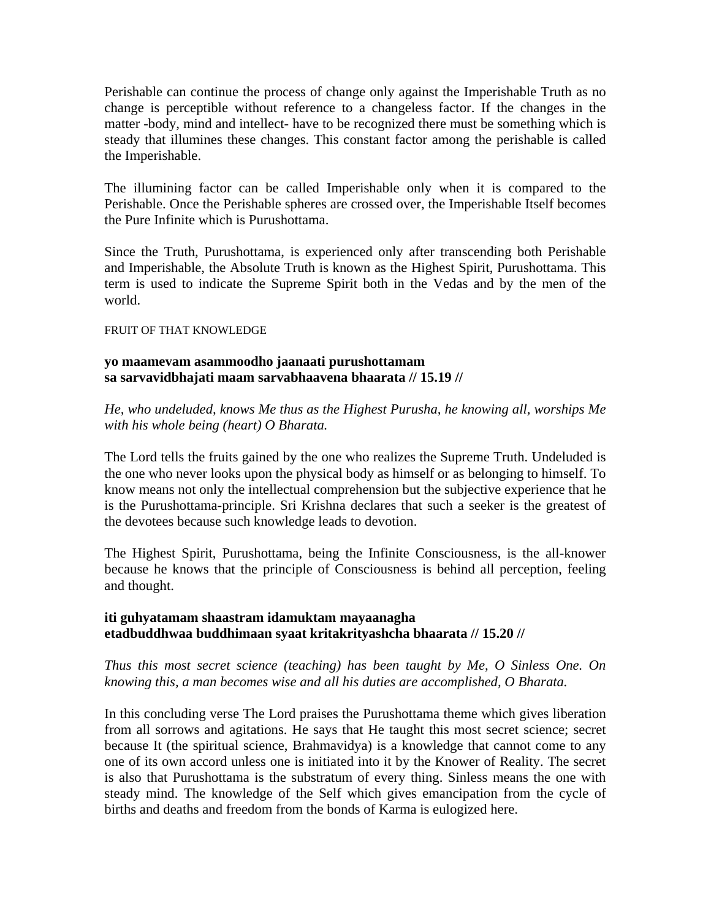Perishable can continue the process of change only against the Imperishable Truth as no change is perceptible without reference to a changeless factor. If the changes in the matter -body, mind and intellect- have to be recognized there must be something which is steady that illumines these changes. This constant factor among the perishable is called the Imperishable.

The illumining factor can be called Imperishable only when it is compared to the Perishable. Once the Perishable spheres are crossed over, the Imperishable Itself becomes the Pure Infinite which is Purushottama.

Since the Truth, Purushottama, is experienced only after transcending both Perishable and Imperishable, the Absolute Truth is known as the Highest Spirit, Purushottama. This term is used to indicate the Supreme Spirit both in the Vedas and by the men of the world.

FRUIT OF THAT KNOWLEDGE

**yo maamevam asammoodho jaanaati purushottamam**
**sa sarvavidbhajati maam sarvabhaavena bhaarata // 15.19 //**

*He, who undeluded, knows Me thus as the Highest Purusha, he knowing all, worships Me with his whole being (heart) O Bharata.*

The Lord tells the fruits gained by the one who realizes the Supreme Truth. Undeluded is the one who never looks upon the physical body as himself or as belonging to himself. To know means not only the intellectual comprehension but the subjective experience that he is the Purushottama-principle. Sri Krishna declares that such a seeker is the greatest of the devotees because such knowledge leads to devotion.

The Highest Spirit, Purushottama, being the Infinite Consciousness, is the all-knower because he knows that the principle of Consciousness is behind all perception, feeling and thought.

**iti guhyatamam shaastram idamuktam mayaanagha**
**etadbuddhwaa buddhimaan syaat kritakrityashcha bhaarata // 15.20 //**

*Thus this most secret science (teaching) has been taught by Me, O Sinless One. On knowing this, a man becomes wise and all his duties are accomplished, O Bharata.*

In this concluding verse The Lord praises the Purushottama theme which gives liberation from all sorrows and agitations. He says that He taught this most secret science; secret because It (the spiritual science, Brahmavidya) is a knowledge that cannot come to any one of its own accord unless one is initiated into it by the Knower of Reality. The secret is also that Purushottama is the substratum of every thing. Sinless means the one with steady mind. The knowledge of the Self which gives emancipation from the cycle of births and deaths and freedom from the bonds of Karma is eulogized here.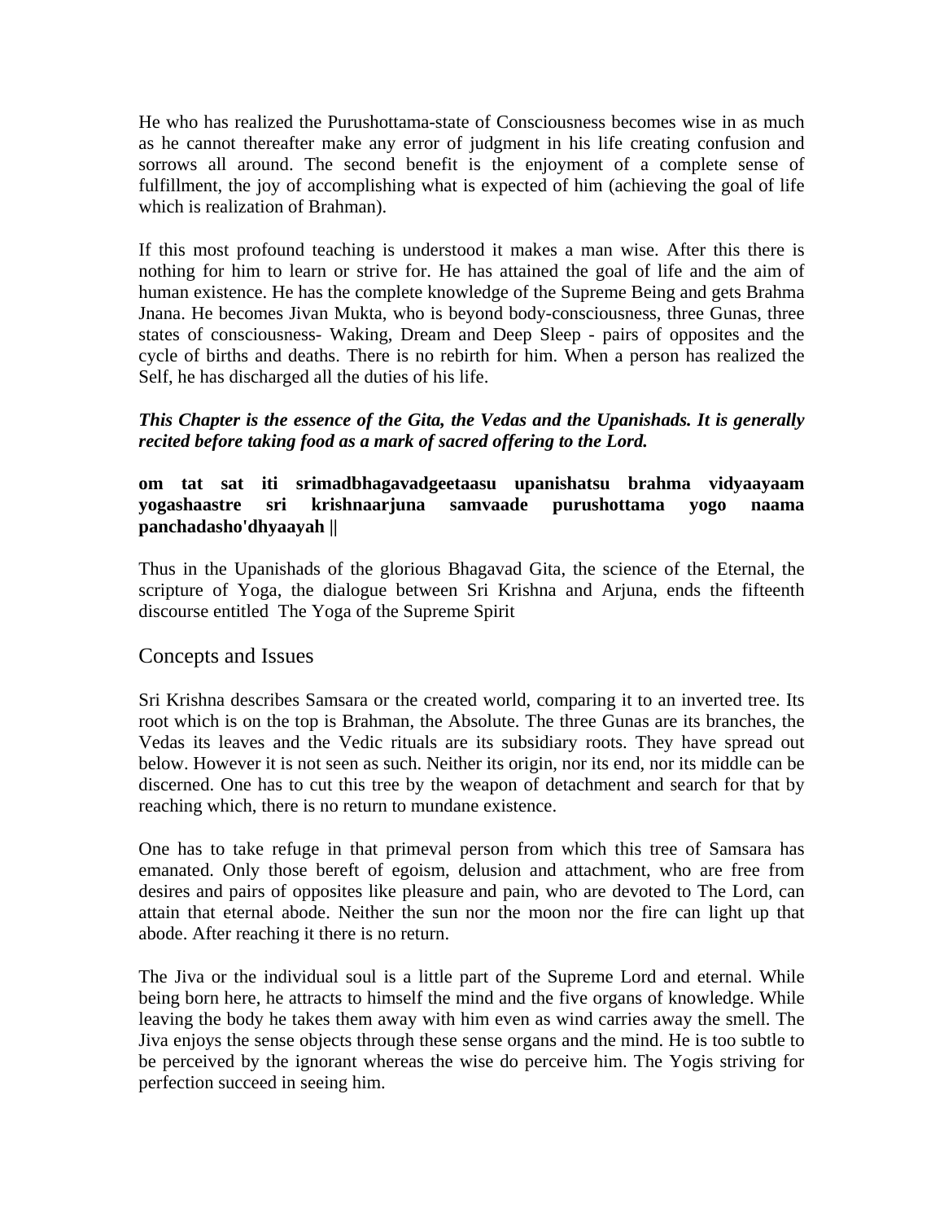He who has realized the Purushottama-state of Consciousness becomes wise in as much as he cannot thereafter make any error of judgment in his life creating confusion and sorrows all around. The second benefit is the enjoyment of a complete sense of fulfillment, the joy of accomplishing what is expected of him (achieving the goal of life which is realization of Brahman).

If this most profound teaching is understood it makes a man wise. After this there is nothing for him to learn or strive for. He has attained the goal of life and the aim of human existence. He has the complete knowledge of the Supreme Being and gets Brahma Jnana. He becomes Jivan Mukta, who is beyond body-consciousness, three Gunas, three states of consciousness- Waking, Dream and Deep Sleep - pairs of opposites and the cycle of births and deaths. There is no rebirth for him. When a person has realized the Self, he has discharged all the duties of his life.

***This Chapter is the essence of the Gita, the Vedas and the Upanishads. It is generally recited before taking food as a mark of sacred offering to the Lord.***

**om tat sat iti srimadbhagavadgeetaasu upanishatsu brahma vidyaayaam yogashaastre sri krishnaarjuna samvaade purushottama yogo naama panchadasho'dhyaayah ||**

Thus in the Upanishads of the glorious Bhagavad Gita, the science of the Eternal, the scripture of Yoga, the dialogue between Sri Krishna and Arjuna, ends the fifteenth discourse entitled The Yoga of the Supreme Spirit

## Concepts and Issues

Sri Krishna describes Samsara or the created world, comparing it to an inverted tree. Its root which is on the top is Brahman, the Absolute. The three Gunas are its branches, the Vedas its leaves and the Vedic rituals are its subsidiary roots. They have spread out below. However it is not seen as such. Neither its origin, nor its end, nor its middle can be discerned. One has to cut this tree by the weapon of detachment and search for that by reaching which, there is no return to mundane existence.

One has to take refuge in that primeval person from which this tree of Samsara has emanated. Only those bereft of egoism, delusion and attachment, who are free from desires and pairs of opposites like pleasure and pain, who are devoted to The Lord, can attain that eternal abode. Neither the sun nor the moon nor the fire can light up that abode. After reaching it there is no return.

The Jiva or the individual soul is a little part of the Supreme Lord and eternal. While being born here, he attracts to himself the mind and the five organs of knowledge. While leaving the body he takes them away with him even as wind carries away the smell. The Jiva enjoys the sense objects through these sense organs and the mind. He is too subtle to be perceived by the ignorant whereas the wise do perceive him. The Yogis striving for perfection succeed in seeing him.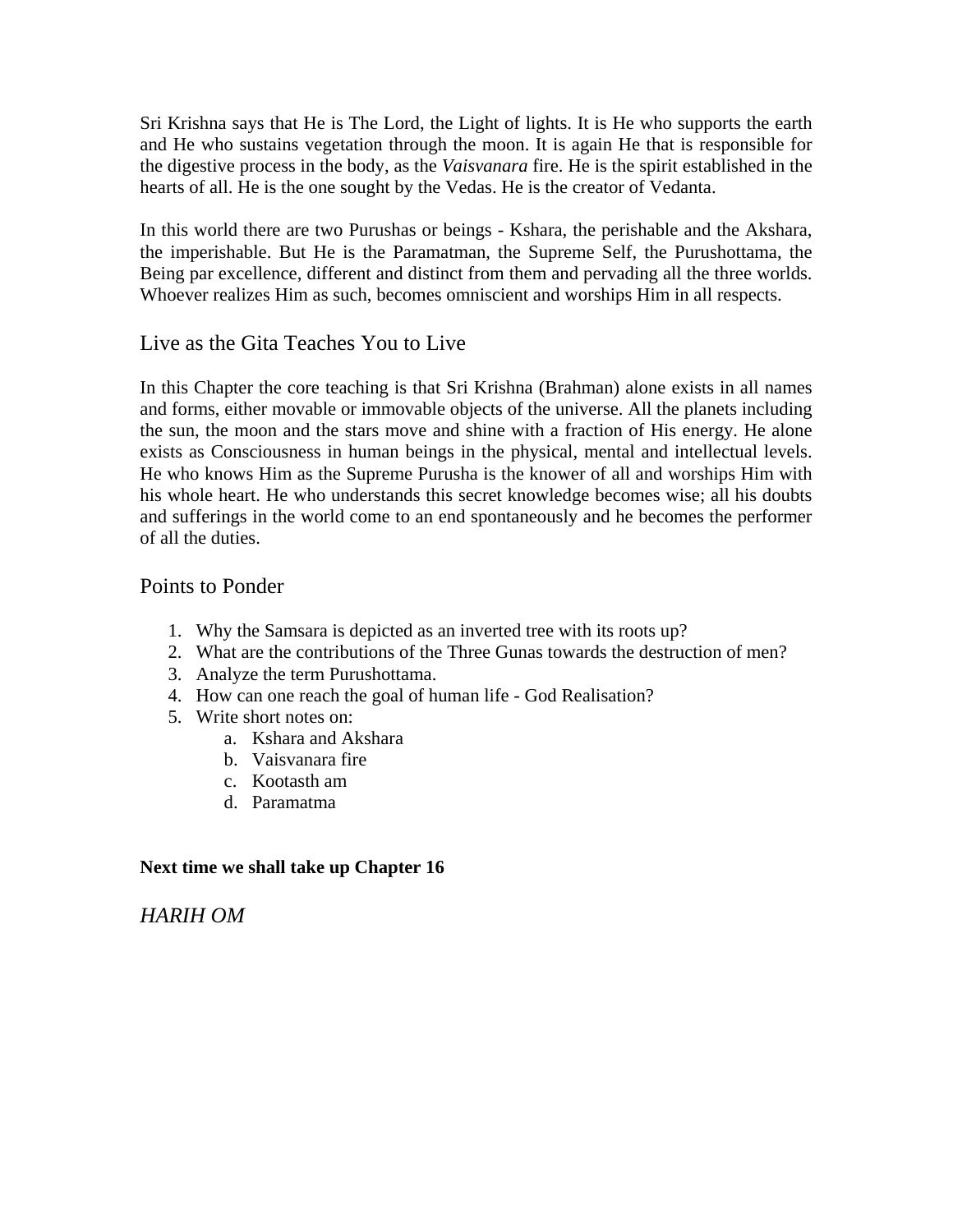Sri Krishna says that He is The Lord, the Light of lights. It is He who supports the earth and He who sustains vegetation through the moon. It is again He that is responsible for the digestive process in the body, as the *Vaisvanara* fire. He is the spirit established in the hearts of all. He is the one sought by the Vedas. He is the creator of Vedanta.

In this world there are two Purushas or beings - Kshara, the perishable and the Akshara, the imperishable. But He is the Paramatman, the Supreme Self, the Purushottama, the Being par excellence, different and distinct from them and pervading all the three worlds. Whoever realizes Him as such, becomes omniscient and worships Him in all respects.

## Live as the Gita Teaches You to Live

In this Chapter the core teaching is that Sri Krishna (Brahman) alone exists in all names and forms, either movable or immovable objects of the universe. All the planets including the sun, the moon and the stars move and shine with a fraction of His energy. He alone exists as Consciousness in human beings in the physical, mental and intellectual levels. He who knows Him as the Supreme Purusha is the knower of all and worships Him with his whole heart. He who understands this secret knowledge becomes wise; all his doubts and sufferings in the world come to an end spontaneously and he becomes the performer of all the duties.

## Points to Ponder

1. Why the Samsara is depicted as an inverted tree with its roots up?
2. What are the contributions of the Three Gunas towards the destruction of men?
3. Analyze the term Purushottama.
4. How can one reach the goal of human life - God Realisation?
5. Write short notes on:
    a. Kshara and Akshara
    b. Vaisvanara fire
    c. Kootasth am
    d. Paramatma

**Next time we shall take up Chapter 16**

*HARIH OM*